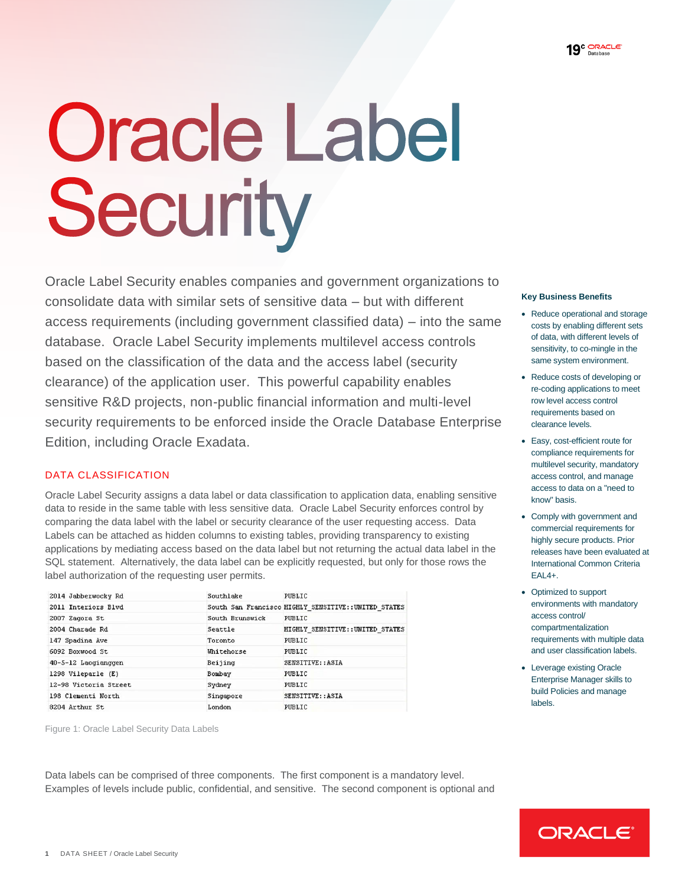# Oracle Label Security

Oracle Label Security enables companies and government organizations to consolidate data with similar sets of sensitive data – but with different access requirements (including government classified data) – into the same database. Oracle Label Security implements multilevel access controls based on the classification of the data and the access label (security clearance) of the application user. This powerful capability enables sensitive R&D projects, non-public financial information and multi-level security requirements to be enforced inside the Oracle Database Enterprise Edition, including Oracle Exadata.

## DATA CLASSIFICATION

Oracle Label Security assigns a data label or data classification to application data, enabling sensitive data to reside in the same table with less sensitive data. Oracle Label Security enforces control by comparing the data label with the label or security clearance of the user requesting access. Data Labels can be attached as hidden columns to existing tables, providing transparency to existing applications by mediating access based on the data label but not returning the actual data label in the SQL statement. Alternatively, the data label can be explicitly requested, but only for those rows the label authorization of the requesting user permits.

| | | |
|---|---|---|
| 2014 Jabberwocky Rd | Southlake | PUBLIC |
| 2011 Interiors Blvd | South San Francisco | HIGHLY_SENSITIVE::UNITED_STATES |
| 2007 Zagora St | South Brunswick | PUBLIC |
| 2004 Charade Rd | Seattle | HIGHLY_SENSITIVE::UNITED_STATES |
| 147 Spadina Ave | Toronto | PUBLIC |
| 6092 Boxwood St | Whitehorse | PUBLIC |
| 40-5-12 Laogianggen | Beijing | SENSITIVE::ASIA |
| 1298 Vileparle (E) | Bombay | PUBLIC |
| 12-98 Victoria Street | Sydney | PUBLIC |
| 198 Clementi North | Singapore | SENSITIVE::ASIA |
| 8204 Arthur St | London | PUBLIC |

Figure 1: Oracle Label Security Data Labels

Data labels can be comprised of three components. The first component is a mandatory level. Examples of levels include public, confidential, and sensitive. The second component is optional and

### Key Business Benefits

- Reduce operational and storage costs by enabling different sets of data, with different levels of sensitivity, to co-mingle in the same system environment.
- Reduce costs of developing or re-coding applications to meet row level access control requirements based on clearance levels.
- Easy, cost-efficient route for compliance requirements for multilevel security, mandatory access control, and manage access to data on a "need to know" basis.
- Comply with government and commercial requirements for highly secure products. Prior releases have been evaluated at International Common Criteria EAL4+.
- Optimized to support environments with mandatory access control/ compartmentalization requirements with multiple data and user classification labels.
- Leverage existing Oracle Enterprise Manager skills to build Policies and manage labels.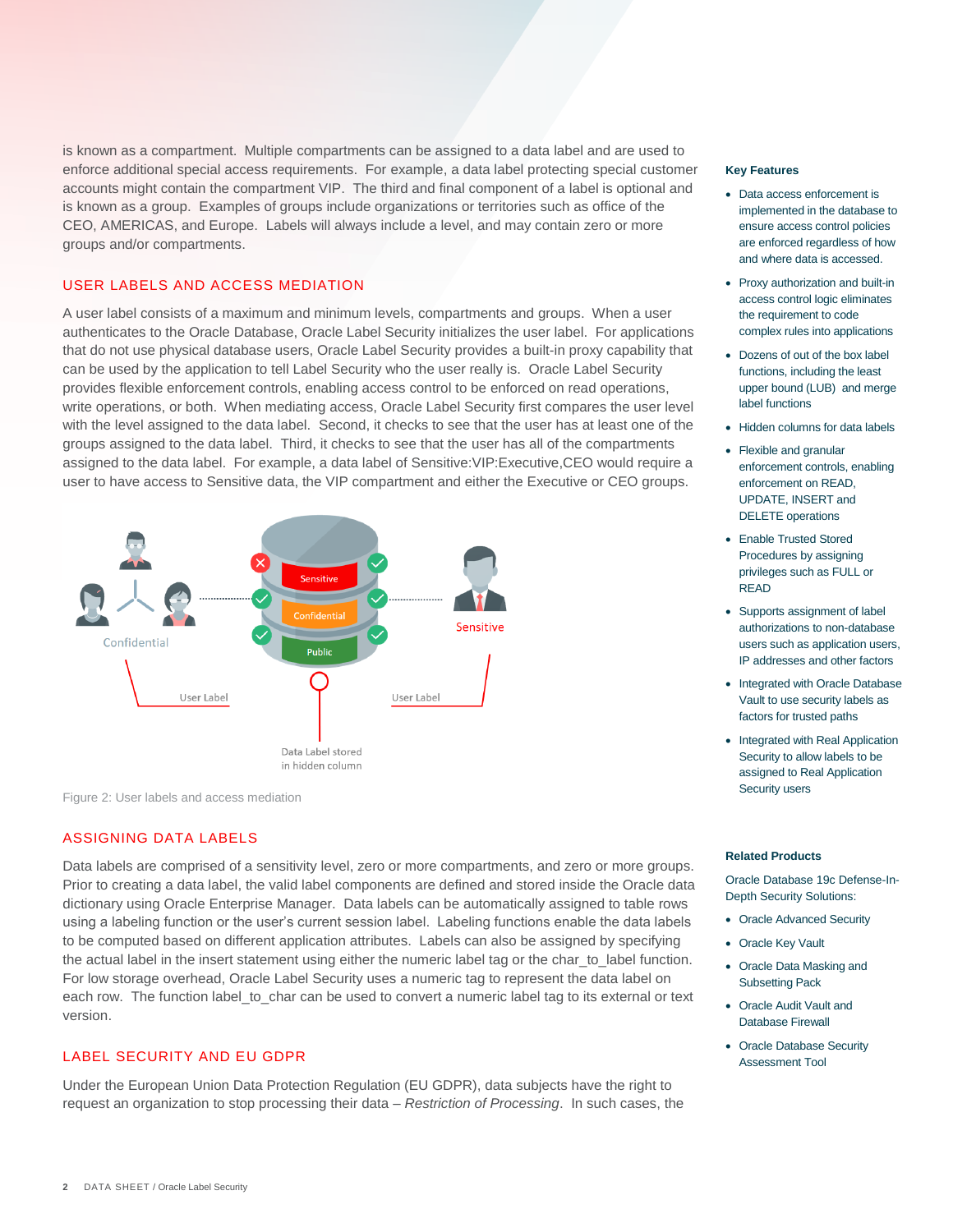is known as a compartment. Multiple compartments can be assigned to a data label and are used to enforce additional special access requirements. For example, a data label protecting special customer accounts might contain the compartment VIP. The third and final component of a label is optional and is known as a group. Examples of groups include organizations or territories such as office of the CEO, AMERICAS, and Europe. Labels will always include a level, and may contain zero or more groups and/or compartments.

## USER LABELS AND ACCESS MEDIATION

A user label consists of a maximum and minimum levels, compartments and groups. When a user authenticates to the Oracle Database, Oracle Label Security initializes the user label. For applications that do not use physical database users, Oracle Label Security provides a built-in proxy capability that can be used by the application to tell Label Security who the user really is. Oracle Label Security provides flexible enforcement controls, enabling access control to be enforced on read operations, write operations, or both. When mediating access, Oracle Label Security first compares the user level with the level assigned to the data label. Second, it checks to see that the user has at least one of the groups assigned to the data label. Third, it checks to see that the user has all of the compartments assigned to the data label. For example, a data label of Sensitive:VIP:Executive,CEO would require a user to have access to Sensitive data, the VIP compartment and either the Executive or CEO groups.

Figure 2: User labels and access mediation

## ASSIGNING DATA LABELS

Data labels are comprised of a sensitivity level, zero or more compartments, and zero or more groups. Prior to creating a data label, the valid label components are defined and stored inside the Oracle data dictionary using Oracle Enterprise Manager. Data labels can be automatically assigned to table rows using a labeling function or the user's current session label. Labeling functions enable the data labels to be computed based on different application attributes. Labels can also be assigned by specifying the actual label in the insert statement using either the numeric label tag or the char_to_label function. For low storage overhead, Oracle Label Security uses a numeric tag to represent the data label on each row. The function label_to_char can be used to convert a numeric label tag to its external or text version.

## LABEL SECURITY AND EU GDPR

Under the European Union Data Protection Regulation (EU GDPR), data subjects have the right to request an organization to stop processing their data – *Restriction of Processing*. In such cases, the

**Key Features**

- Data access enforcement is implemented in the database to ensure access control policies are enforced regardless of how and where data is accessed.
- Proxy authorization and built-in access control logic eliminates the requirement to code complex rules into applications
- Dozens of out of the box label functions, including the least upper bound (LUB) and merge label functions
- Hidden columns for data labels
- Flexible and granular enforcement controls, enabling enforcement on READ, UPDATE, INSERT and DELETE operations
- Enable Trusted Stored Procedures by assigning privileges such as FULL or READ
- Supports assignment of label authorizations to non-database users such as application users, IP addresses and other factors
- Integrated with Oracle Database Vault to use security labels as factors for trusted paths
- Integrated with Real Application Security to allow labels to be assigned to Real Application Security users

**Related Products**

Oracle Database 19c Defense-In-Depth Security Solutions:

- Oracle Advanced Security
- Oracle Key Vault
- Oracle Data Masking and Subsetting Pack
- Oracle Audit Vault and Database Firewall
- Oracle Database Security Assessment Tool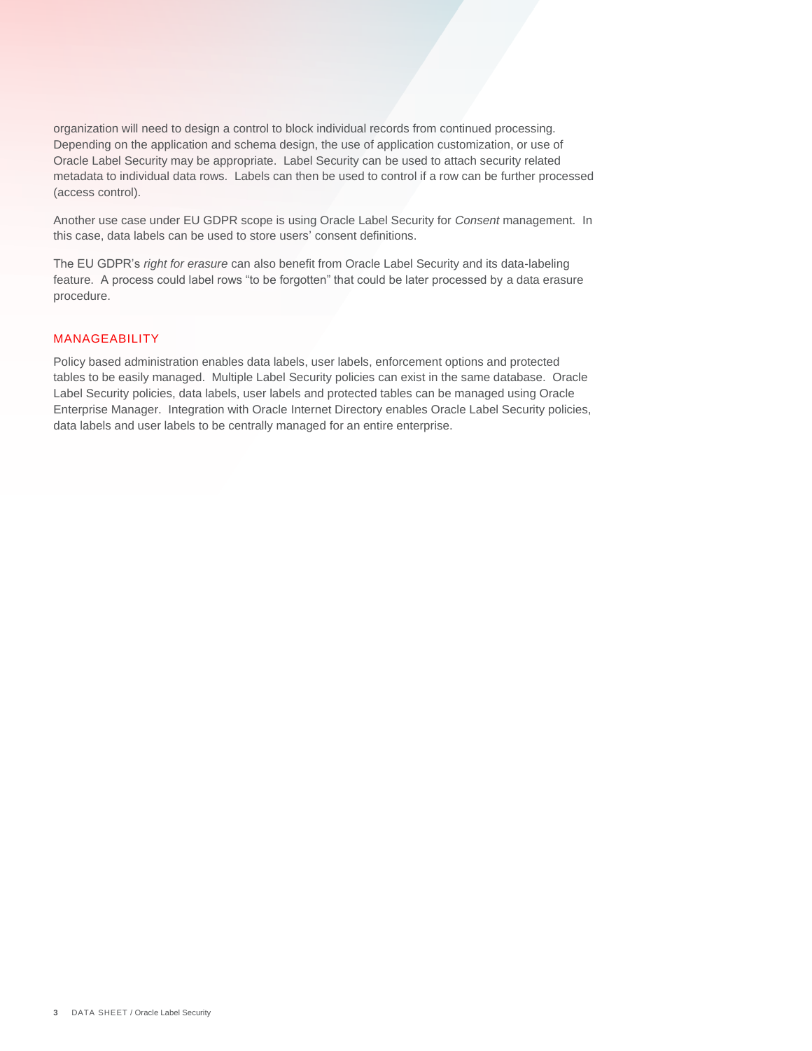organization will need to design a control to block individual records from continued processing. Depending on the application and schema design, the use of application customization, or use of Oracle Label Security may be appropriate. Label Security can be used to attach security related metadata to individual data rows. Labels can then be used to control if a row can be further processed (access control).

Another use case under EU GDPR scope is using Oracle Label Security for *Consent* management. In this case, data labels can be used to store users' consent definitions.

The EU GDPR's *right for erasure* can also benefit from Oracle Label Security and its data-labeling feature. A process could label rows "to be forgotten" that could be later processed by a data erasure procedure.

## MANAGEABILITY

Policy based administration enables data labels, user labels, enforcement options and protected tables to be easily managed. Multiple Label Security policies can exist in the same database. Oracle Label Security policies, data labels, user labels and protected tables can be managed using Oracle Enterprise Manager. Integration with Oracle Internet Directory enables Oracle Label Security policies, data labels and user labels to be centrally managed for an entire enterprise.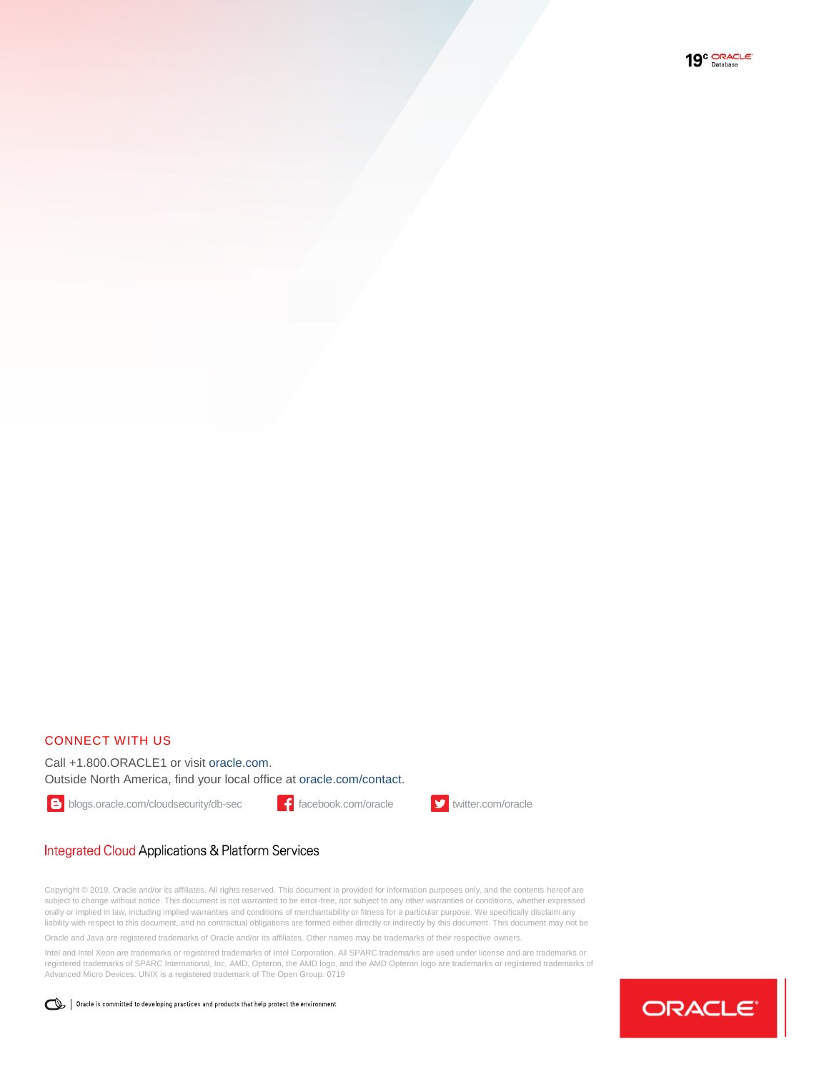## CONNECT WITH US

Call +1.800.ORACLE1 or visit oracle.com.
Outside North America, find your local office at oracle.com/contact.

blogs.oracle.com/cloudsecurity/db-sec    facebook.com/oracle    twitter.com/oracle

Integrated Cloud Applications & Platform Services

Copyright © 2019, Oracle and/or its affiliates. All rights reserved. This document is provided for information purposes only, and the contents hereof are subject to change without notice. This document is not warranted to be error-free, nor subject to any other warranties or conditions, whether expressed orally or implied in law, including implied warranties and conditions of merchantability or fitness for a particular purpose. We specifically disclaim any liability with respect to this document, and no contractual obligations are formed either directly or indirectly by this document. This document may not be

Oracle and Java are registered trademarks of Oracle and/or its affiliates. Other names may be trademarks of their respective owners.

Intel and Intel Xeon are trademarks or registered trademarks of Intel Corporation. All SPARC trademarks are used under license and are trademarks or registered trademarks of SPARC International, Inc. AMD, Opteron, the AMD logo, and the AMD Opteron logo are trademarks or registered trademarks of Advanced Micro Devices. UNIX is a registered trademark of The Open Group. 0719

Oracle is committed to developing practices and products that help protect the environment